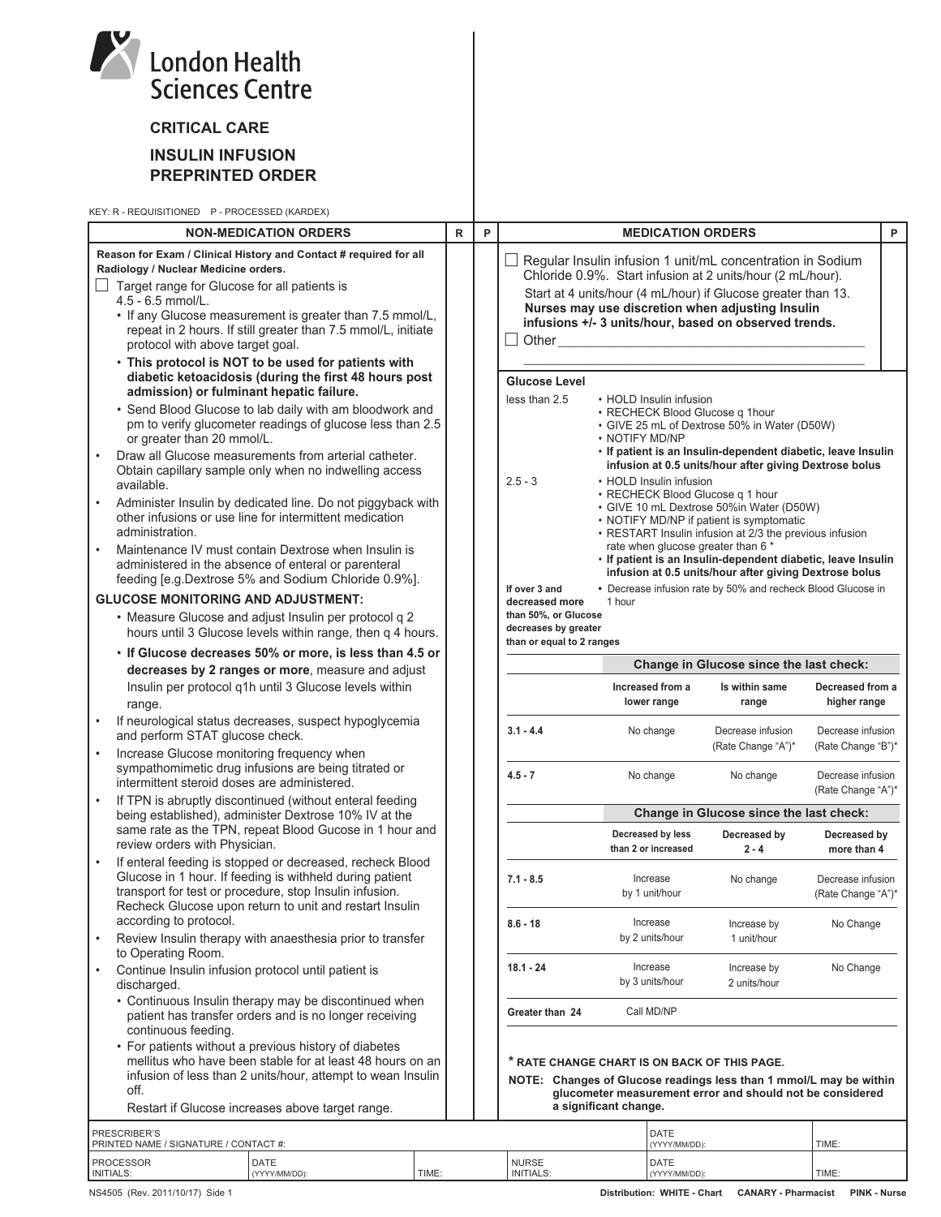London Health Sciences Centre

# CRITICAL CARE

## INSULIN INFUSION PREPRINTED ORDER

KEY: R - REQUISITIONED P - PROCESSED (KARDEX)

### NON-MEDICATION ORDERS

**Reason for Exam / Clinical History and Contact # required for all Radiology / Nuclear Medicine orders.**

☐ Target range for Glucose for all patients is 4.5 - 6.5 mmol/L.

- If any Glucose measurement is greater than 7.5 mmol/L, repeat in 2 hours. If still greater than 7.5 mmol/L, initiate protocol with above target goal.
- **This protocol is NOT to be used for patients with diabetic ketoacidosis (during the first 48 hours post admission) or fulminant hepatic failure.**
- Send Blood Glucose to lab daily with am bloodwork and pm to verify glucometer readings of glucose less than 2.5 or greater than 20 mmol/L.

- Draw all Glucose measurements from arterial catheter. Obtain capillary sample only when no indwelling access available.
- Administer Insulin by dedicated line. Do not piggyback with other infusions or use line for intermittent medication administration.
- Maintenance IV must contain Dextrose when Insulin is administered in the absence of enteral or parenteral feeding [e.g.Dextrose 5% and Sodium Chloride 0.9%].

**GLUCOSE MONITORING AND ADJUSTMENT:**

- Measure Glucose and adjust Insulin per protocol q 2 hours until 3 Glucose levels within range, then q 4 hours.
- **If Glucose decreases 50% or more, is less than 4.5 or decreases by 2 ranges or more**, measure and adjust Insulin per protocol q1h until 3 Glucose levels within range.

- If neurological status decreases, suspect hypoglycemia and perform STAT glucose check.
- Increase Glucose monitoring frequency when sympathomimetic drug infusions are being titrated or intermittent steroid doses are administered.
- If TPN is abruptly discontinued (without enteral feeding being established), administer Dextrose 10% IV at the same rate as the TPN, repeat Blood Gucose in 1 hour and review orders with Physician.
- If enteral feeding is stopped or decreased, recheck Blood Glucose in 1 hour. If feeding is withheld during patient transport for test or procedure, stop Insulin infusion. Recheck Glucose upon return to unit and restart Insulin according to protocol.
- Review Insulin therapy with anaesthesia prior to transfer to Operating Room.
- Continue Insulin infusion protocol until patient is discharged.
  - Continuous Insulin therapy may be discontinued when patient has transfer orders and is no longer receiving continuous feeding.
  - For patients without a previous history of diabetes mellitus who have been stable for at least 48 hours on an infusion of less than 2 units/hour, attempt to wean Insulin off.

    Restart if Glucose increases above target range.

### MEDICATION ORDERS

☐ Regular Insulin infusion 1 unit/mL concentration in Sodium Chloride 0.9%. Start infusion at 2 units/hour (2 mL/hour).

Start at 4 units/hour (4 mL/hour) if Glucose greater than 13.
**Nurses may use discretion when adjusting Insulin infusions +/- 3 units/hour, based on observed trends.**

☐ Other ____________________________________________

| Glucose Level | |
|---|---|
| less than 2.5 | • HOLD Insulin infusion<br>• RECHECK Blood Glucose q 1hour<br>• GIVE 25 mL of Dextrose 50% in Water (D50W)<br>• NOTIFY MD/NP<br>• **If patient is an Insulin-dependent diabetic, leave Insulin infusion at 0.5 units/hour after giving Dextrose bolus** |
| 2.5 - 3 | • HOLD Insulin infusion<br>• RECHECK Blood Glucose q 1 hour<br>• GIVE 10 mL Dextrose 50%in Water (D50W)<br>• NOTIFY MD/NP if patient is symptomatic<br>• RESTART Insulin infusion at 2/3 the previous infusion rate when glucose greater than 6 *<br>• **If patient is an Insulin-dependent diabetic, leave Insulin infusion at 0.5 units/hour after giving Dextrose bolus** |
| **If over 3 and decreased more than 50%, or Glucose decreases by greater than or equal to 2 ranges** | • Decrease infusion rate by 50% and recheck Blood Glucose in 1 hour |

| | **Change in Glucose since the last check:** | | |
|---|---|---|---|
| | **Increased from a lower range** | **Is within same range** | **Decreased from a higher range** |
| **3.1 - 4.4** | No change | Decrease infusion (Rate Change "A")* | Decrease infusion (Rate Change "B")* |
| **4.5 - 7** | No change | No change | Decrease infusion (Rate Change "A")* |
| | **Change in Glucose since the last check:** | | |
| | **Decreased by less than 2 or increased** | **Decreased by 2 - 4** | **Decreased by more than 4** |
| **7.1 - 8.5** | Increase by 1 unit/hour | No change | Decrease infusion (Rate Change "A")* |
| **8.6 - 18** | Increase by 2 units/hour | Increase by 1 unit/hour | No Change |
| **18.1 - 24** | Increase by 3 units/hour | Increase by 2 units/hour | No Change |
| **Greater than 24** | Call MD/NP | | |

**\* RATE CHANGE CHART IS ON BACK OF THIS PAGE.**

**NOTE: Changes of Glucose readings less than 1 mmol/L may be within glucometer measurement error and should not be considered a significant change.**

| PRESCRIBER'S PRINTED NAME / SIGNATURE / CONTACT #: | | DATE (YYYY/MM/DD): | TIME: |
|---|---|---|---|
| PROCESSOR INITIALS: | DATE (YYYY/MM/DD): TIME: | NURSE INITIALS: DATE (YYYY/MM/DD): | TIME: |

NS4505 (Rev. 2011/10/17) Side 1 — Distribution: WHITE - Chart CANARY - Pharmacist PINK - Nurse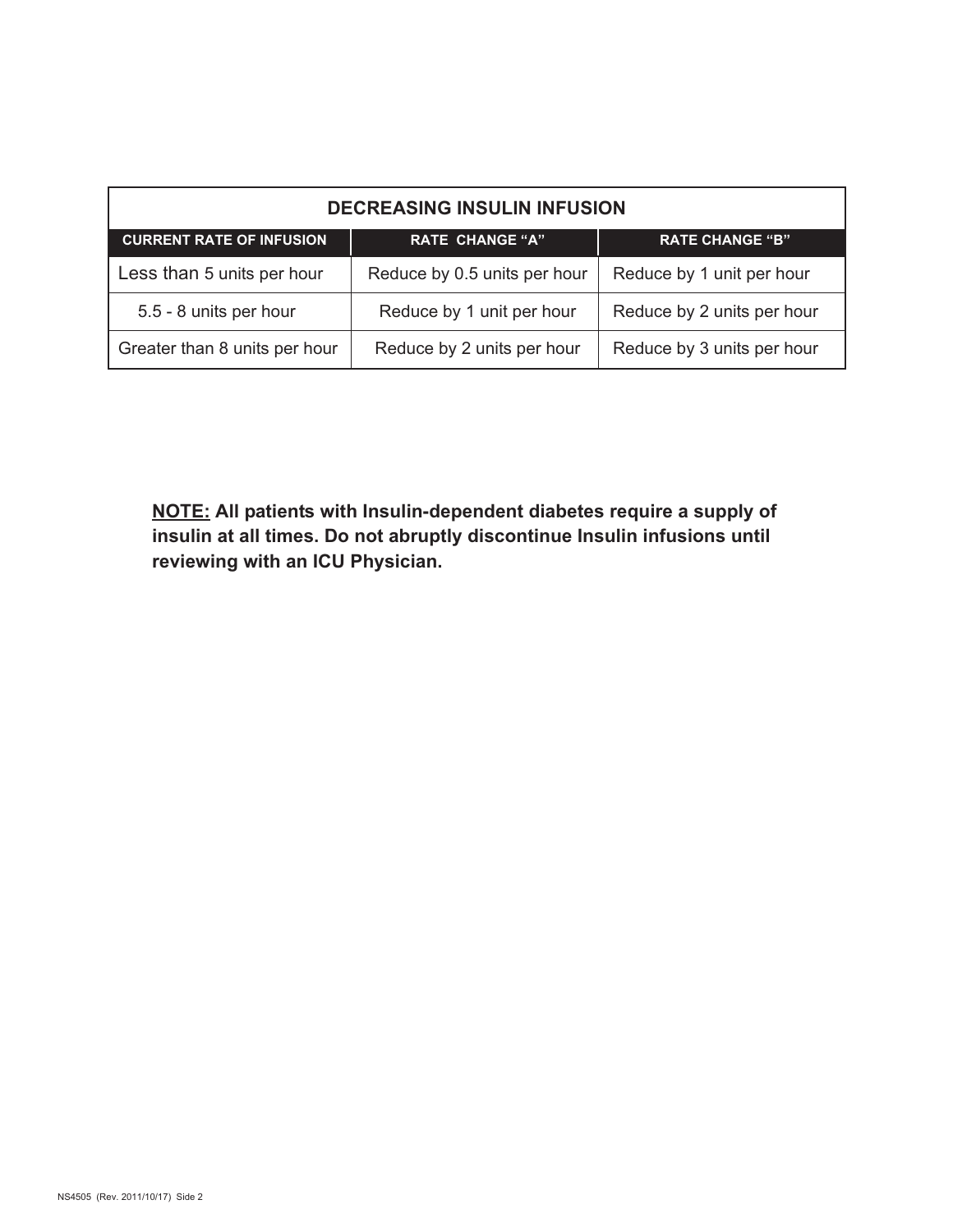| DECREASING INSULIN INFUSION | | |
|---|---|---|
| **CURRENT RATE OF INFUSION** | **RATE CHANGE “A”** | **RATE CHANGE “B”** |
| Less than 5 units per hour | Reduce by 0.5 units per hour | Reduce by 1 unit per hour |
| 5.5 - 8 units per hour | Reduce by 1 unit per hour | Reduce by 2 units per hour |
| Greater than 8 units per hour | Reduce by 2 units per hour | Reduce by 3 units per hour |

**<u>NOTE:</u> All patients with Insulin-dependent diabetes require a supply of insulin at all times. Do not abruptly discontinue Insulin infusions until reviewing with an ICU Physician.**

NS4505 (Rev. 2011/10/17) Side 2